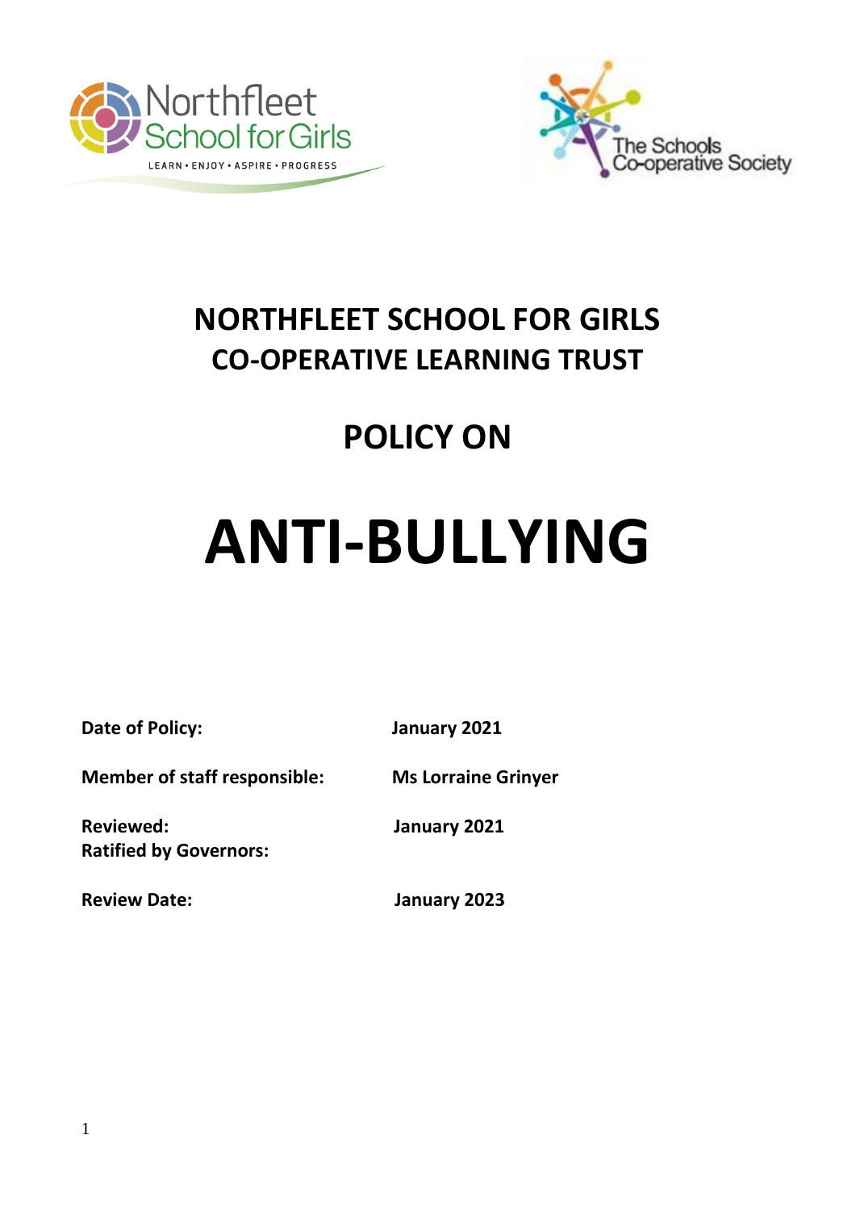# NORTHFLEET SCHOOL FOR GIRLS
# CO-OPERATIVE LEARNING TRUST

# POLICY ON

# ANTI-BULLYING

| | |
|---|---|
| **Date of Policy:** | **January 2021** |
| **Member of staff responsible:** | **Ms Lorraine Grinyer** |
| **Reviewed:** | **January 2021** |
| **Ratified by Governors:** | |
| **Review Date:** | **January 2023** |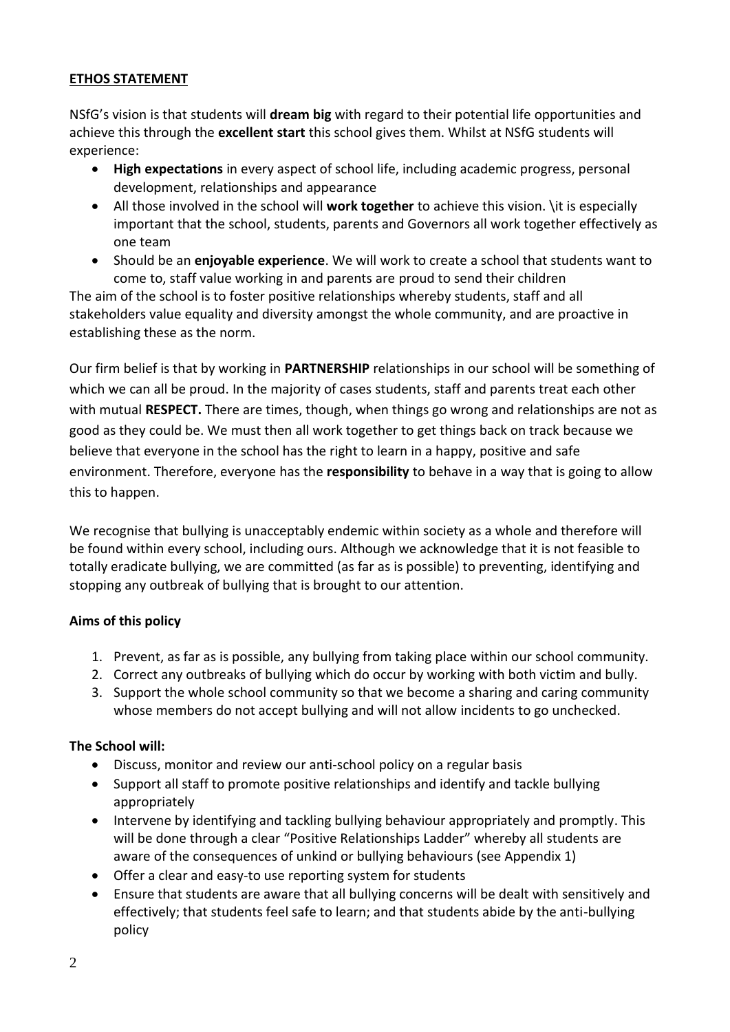**ETHOS STATEMENT**

NSfG's vision is that students will **dream big** with regard to their potential life opportunities and achieve this through the **excellent start** this school gives them. Whilst at NSfG students will experience:

- **High expectations** in every aspect of school life, including academic progress, personal development, relationships and appearance
- All those involved in the school will **work together** to achieve this vision. \it is especially important that the school, students, parents and Governors all work together effectively as one team
- Should be an **enjoyable experience**. We will work to create a school that students want to come to, staff value working in and parents are proud to send their children

The aim of the school is to foster positive relationships whereby students, staff and all stakeholders value equality and diversity amongst the whole community, and are proactive in establishing these as the norm.

Our firm belief is that by working in **PARTNERSHIP** relationships in our school will be something of which we can all be proud. In the majority of cases students, staff and parents treat each other with mutual **RESPECT.** There are times, though, when things go wrong and relationships are not as good as they could be. We must then all work together to get things back on track because we believe that everyone in the school has the right to learn in a happy, positive and safe environment. Therefore, everyone has the **responsibility** to behave in a way that is going to allow this to happen.

We recognise that bullying is unacceptably endemic within society as a whole and therefore will be found within every school, including ours. Although we acknowledge that it is not feasible to totally eradicate bullying, we are committed (as far as is possible) to preventing, identifying and stopping any outbreak of bullying that is brought to our attention.

**Aims of this policy**

1. Prevent, as far as is possible, any bullying from taking place within our school community.
2. Correct any outbreaks of bullying which do occur by working with both victim and bully.
3. Support the whole school community so that we become a sharing and caring community whose members do not accept bullying and will not allow incidents to go unchecked.

**The School will:**

- Discuss, monitor and review our anti-school policy on a regular basis
- Support all staff to promote positive relationships and identify and tackle bullying appropriately
- Intervene by identifying and tackling bullying behaviour appropriately and promptly. This will be done through a clear "Positive Relationships Ladder" whereby all students are aware of the consequences of unkind or bullying behaviours (see Appendix 1)
- Offer a clear and easy-to use reporting system for students
- Ensure that students are aware that all bullying concerns will be dealt with sensitively and effectively; that students feel safe to learn; and that students abide by the anti-bullying policy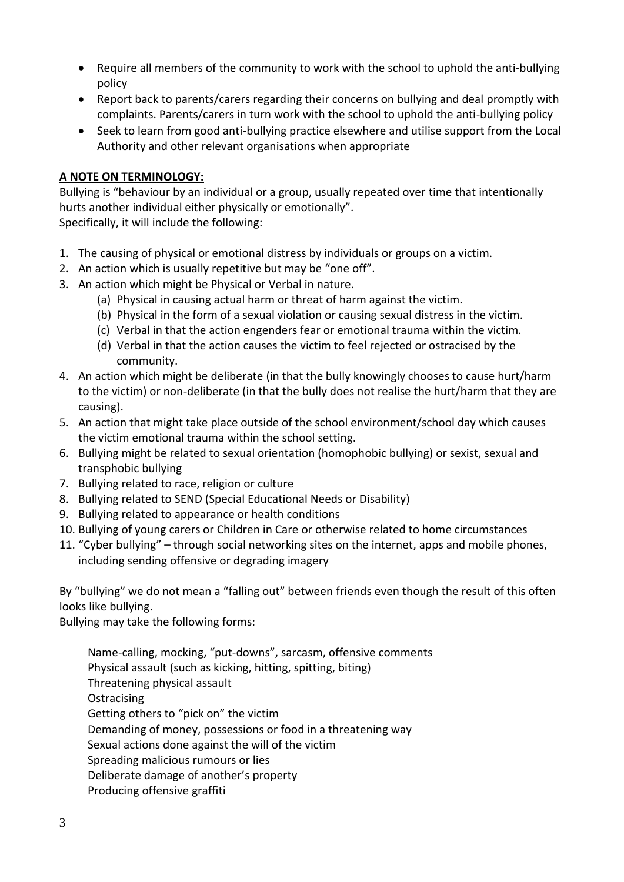- Require all members of the community to work with the school to uphold the anti-bullying policy
- Report back to parents/carers regarding their concerns on bullying and deal promptly with complaints. Parents/carers in turn work with the school to uphold the anti-bullying policy
- Seek to learn from good anti-bullying practice elsewhere and utilise support from the Local Authority and other relevant organisations when appropriate

**A NOTE ON TERMINOLOGY:**

Bullying is "behaviour by an individual or a group, usually repeated over time that intentionally hurts another individual either physically or emotionally".
Specifically, it will include the following:

1. The causing of physical or emotional distress by individuals or groups on a victim.
2. An action which is usually repetitive but may be "one off".
3. An action which might be Physical or Verbal in nature.
   (a) Physical in causing actual harm or threat of harm against the victim.
   (b) Physical in the form of a sexual violation or causing sexual distress in the victim.
   (c) Verbal in that the action engenders fear or emotional trauma within the victim.
   (d) Verbal in that the action causes the victim to feel rejected or ostracised by the community.
4. An action which might be deliberate (in that the bully knowingly chooses to cause hurt/harm to the victim) or non-deliberate (in that the bully does not realise the hurt/harm that they are causing).
5. An action that might take place outside of the school environment/school day which causes the victim emotional trauma within the school setting.
6. Bullying might be related to sexual orientation (homophobic bullying) or sexist, sexual and transphobic bullying
7. Bullying related to race, religion or culture
8. Bullying related to SEND (Special Educational Needs or Disability)
9. Bullying related to appearance or health conditions
10. Bullying of young carers or Children in Care or otherwise related to home circumstances
11. "Cyber bullying" – through social networking sites on the internet, apps and mobile phones, including sending offensive or degrading imagery

By "bullying" we do not mean a "falling out" between friends even though the result of this often looks like bullying.
Bullying may take the following forms:

Name-calling, mocking, "put-downs", sarcasm, offensive comments
Physical assault (such as kicking, hitting, spitting, biting)
Threatening physical assault
Ostracising
Getting others to "pick on" the victim
Demanding of money, possessions or food in a threatening way
Sexual actions done against the will of the victim
Spreading malicious rumours or lies
Deliberate damage of another's property
Producing offensive graffiti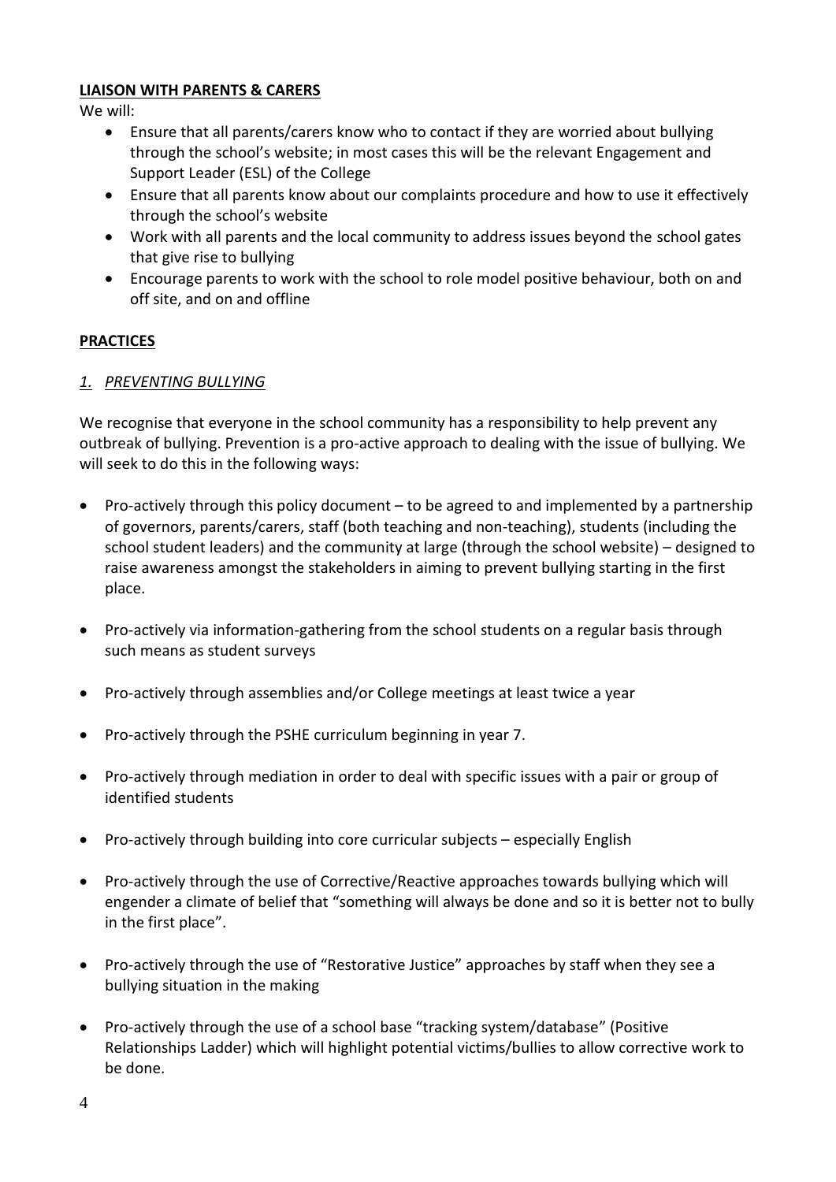**LIAISON WITH PARENTS & CARERS**

We will:

- Ensure that all parents/carers know who to contact if they are worried about bullying through the school's website; in most cases this will be the relevant Engagement and Support Leader (ESL) of the College
- Ensure that all parents know about our complaints procedure and how to use it effectively through the school's website
- Work with all parents and the local community to address issues beyond the school gates that give rise to bullying
- Encourage parents to work with the school to role model positive behaviour, both on and off site, and on and offline

**PRACTICES**

*1. PREVENTING BULLYING*

We recognise that everyone in the school community has a responsibility to help prevent any outbreak of bullying. Prevention is a pro-active approach to dealing with the issue of bullying. We will seek to do this in the following ways:

- Pro-actively through this policy document – to be agreed to and implemented by a partnership of governors, parents/carers, staff (both teaching and non-teaching), students (including the school student leaders) and the community at large (through the school website) – designed to raise awareness amongst the stakeholders in aiming to prevent bullying starting in the first place.

- Pro-actively via information-gathering from the school students on a regular basis through such means as student surveys

- Pro-actively through assemblies and/or College meetings at least twice a year

- Pro-actively through the PSHE curriculum beginning in year 7.

- Pro-actively through mediation in order to deal with specific issues with a pair or group of identified students

- Pro-actively through building into core curricular subjects – especially English

- Pro-actively through the use of Corrective/Reactive approaches towards bullying which will engender a climate of belief that "something will always be done and so it is better not to bully in the first place".

- Pro-actively through the use of "Restorative Justice" approaches by staff when they see a bullying situation in the making

- Pro-actively through the use of a school base "tracking system/database" (Positive Relationships Ladder) which will highlight potential victims/bullies to allow corrective work to be done.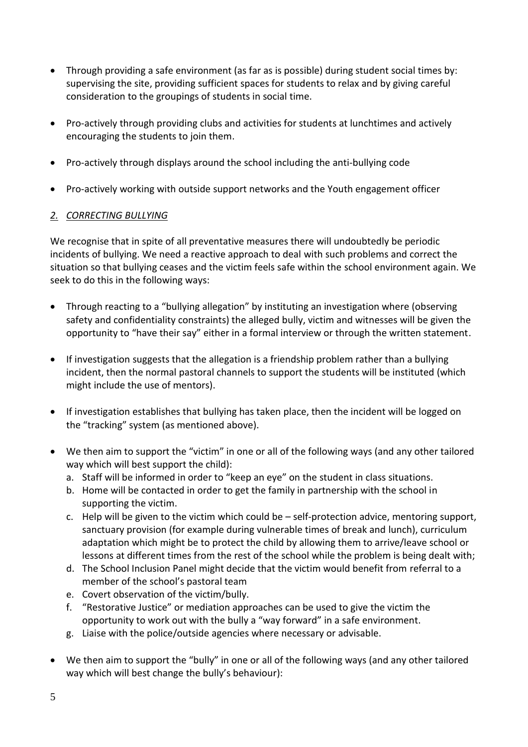- Through providing a safe environment (as far as is possible) during student social times by: supervising the site, providing sufficient spaces for students to relax and by giving careful consideration to the groupings of students in social time.

- Pro-actively through providing clubs and activities for students at lunchtimes and actively encouraging the students to join them.

- Pro-actively through displays around the school including the anti-bullying code

- Pro-actively working with outside support networks and the Youth engagement officer

## *2. CORRECTING BULLYING*

We recognise that in spite of all preventative measures there will undoubtedly be periodic incidents of bullying. We need a reactive approach to deal with such problems and correct the situation so that bullying ceases and the victim feels safe within the school environment again. We seek to do this in the following ways:

- Through reacting to a "bullying allegation" by instituting an investigation where (observing safety and confidentiality constraints) the alleged bully, victim and witnesses will be given the opportunity to "have their say" either in a formal interview or through the written statement.

- If investigation suggests that the allegation is a friendship problem rather than a bullying incident, then the normal pastoral channels to support the students will be instituted (which might include the use of mentors).

- If investigation establishes that bullying has taken place, then the incident will be logged on the "tracking" system (as mentioned above).

- We then aim to support the "victim" in one or all of the following ways (and any other tailored way which will best support the child):
  a. Staff will be informed in order to "keep an eye" on the student in class situations.
  b. Home will be contacted in order to get the family in partnership with the school in supporting the victim.
  c. Help will be given to the victim which could be – self-protection advice, mentoring support, sanctuary provision (for example during vulnerable times of break and lunch), curriculum adaptation which might be to protect the child by allowing them to arrive/leave school or lessons at different times from the rest of the school while the problem is being dealt with;
  d. The School Inclusion Panel might decide that the victim would benefit from referral to a member of the school's pastoral team
  e. Covert observation of the victim/bully.
  f. "Restorative Justice" or mediation approaches can be used to give the victim the opportunity to work out with the bully a "way forward" in a safe environment.
  g. Liaise with the police/outside agencies where necessary or advisable.

- We then aim to support the "bully" in one or all of the following ways (and any other tailored way which will best change the bully's behaviour):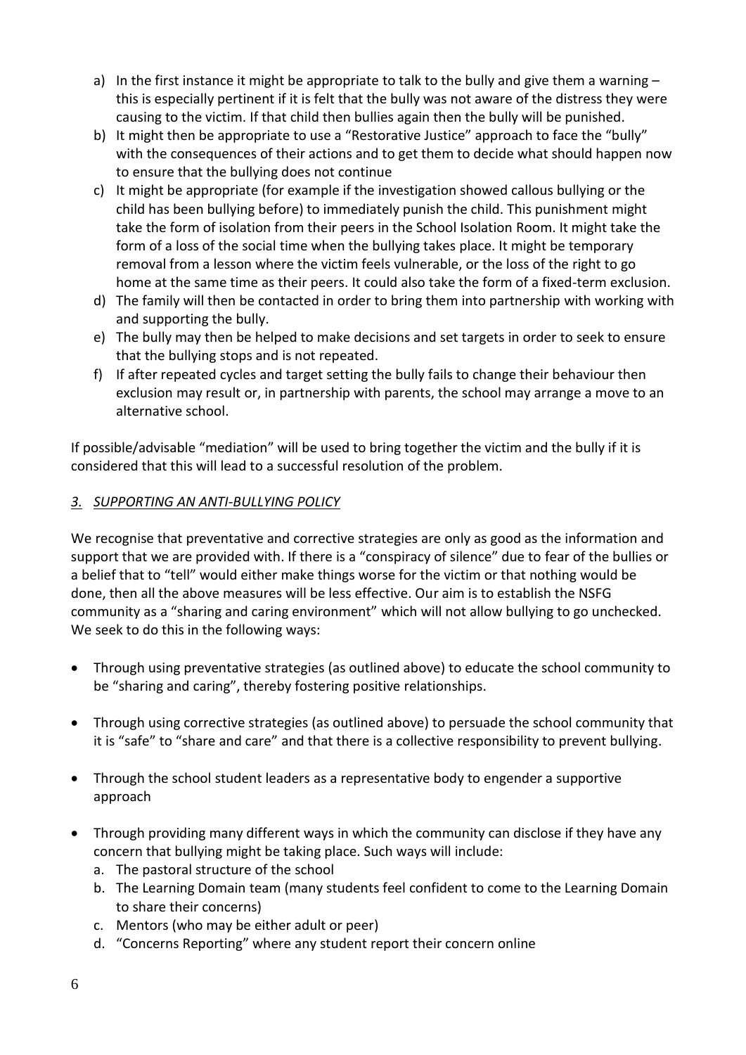a) In the first instance it might be appropriate to talk to the bully and give them a warning – this is especially pertinent if it is felt that the bully was not aware of the distress they were causing to the victim. If that child then bullies again then the bully will be punished.
b) It might then be appropriate to use a "Restorative Justice" approach to face the "bully" with the consequences of their actions and to get them to decide what should happen now to ensure that the bullying does not continue
c) It might be appropriate (for example if the investigation showed callous bullying or the child has been bullying before) to immediately punish the child. This punishment might take the form of isolation from their peers in the School Isolation Room. It might take the form of a loss of the social time when the bullying takes place. It might be temporary removal from a lesson where the victim feels vulnerable, or the loss of the right to go home at the same time as their peers. It could also take the form of a fixed-term exclusion.
d) The family will then be contacted in order to bring them into partnership with working with and supporting the bully.
e) The bully may then be helped to make decisions and set targets in order to seek to ensure that the bullying stops and is not repeated.
f) If after repeated cycles and target setting the bully fails to change their behaviour then exclusion may result or, in partnership with parents, the school may arrange a move to an alternative school.

If possible/advisable "mediation" will be used to bring together the victim and the bully if it is considered that this will lead to a successful resolution of the problem.

## *3. SUPPORTING AN ANTI-BULLYING POLICY*

We recognise that preventative and corrective strategies are only as good as the information and support that we are provided with. If there is a "conspiracy of silence" due to fear of the bullies or a belief that to "tell" would either make things worse for the victim or that nothing would be done, then all the above measures will be less effective. Our aim is to establish the NSFG community as a "sharing and caring environment" which will not allow bullying to go unchecked. We seek to do this in the following ways:

- Through using preventative strategies (as outlined above) to educate the school community to be "sharing and caring", thereby fostering positive relationships.
- Through using corrective strategies (as outlined above) to persuade the school community that it is "safe" to "share and care" and that there is a collective responsibility to prevent bullying.
- Through the school student leaders as a representative body to engender a supportive approach
- Through providing many different ways in which the community can disclose if they have any concern that bullying might be taking place. Such ways will include:
  a. The pastoral structure of the school
  b. The Learning Domain team (many students feel confident to come to the Learning Domain to share their concerns)
  c. Mentors (who may be either adult or peer)
  d. "Concerns Reporting" where any student report their concern online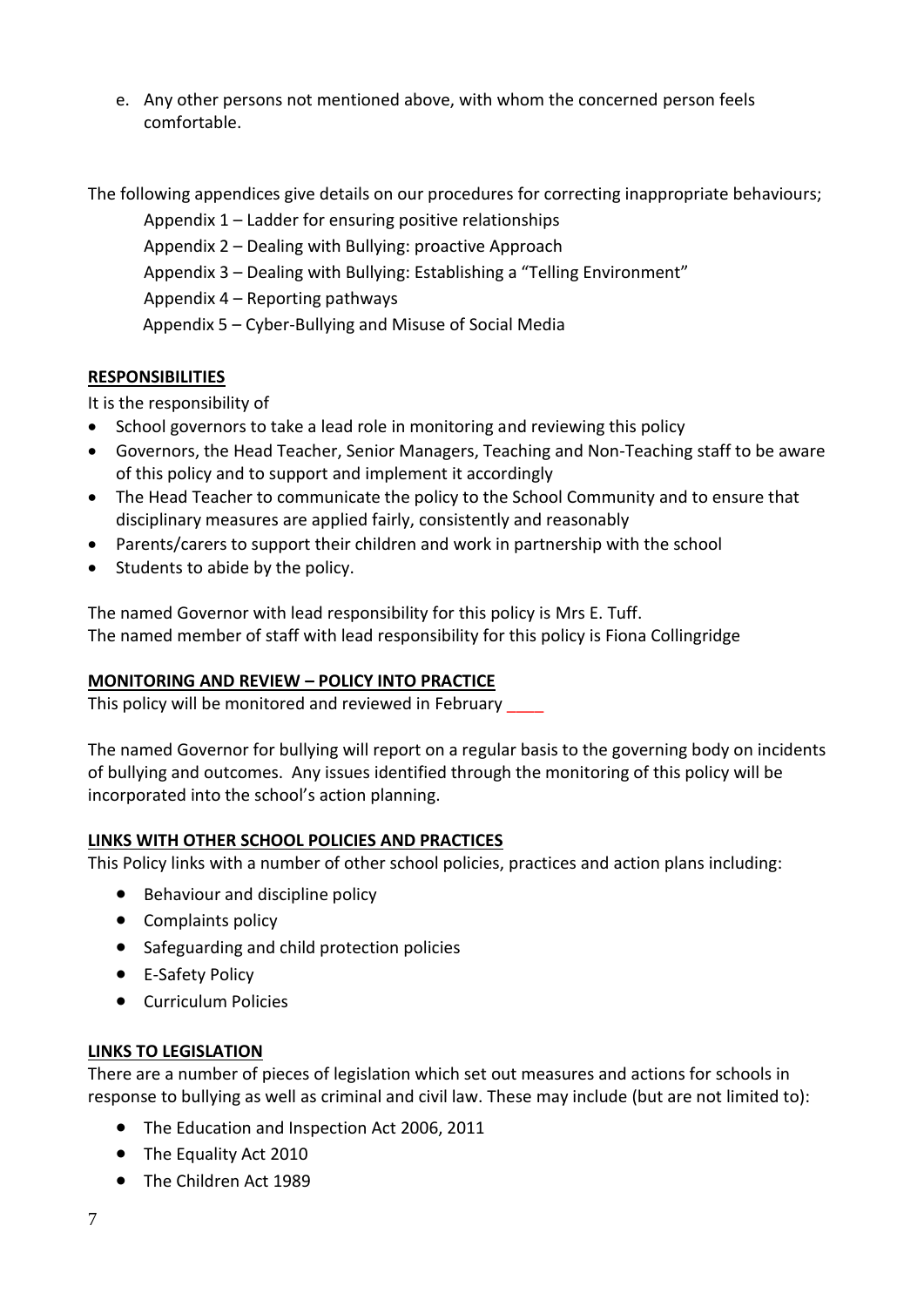e. Any other persons not mentioned above, with whom the concerned person feels comfortable.

The following appendices give details on our procedures for correcting inappropriate behaviours;

Appendix 1 – Ladder for ensuring positive relationships

Appendix 2 – Dealing with Bullying: proactive Approach

Appendix 3 – Dealing with Bullying: Establishing a "Telling Environment"

Appendix 4 – Reporting pathways

Appendix 5 – Cyber-Bullying and Misuse of Social Media

## RESPONSIBILITIES

It is the responsibility of

- School governors to take a lead role in monitoring and reviewing this policy
- Governors, the Head Teacher, Senior Managers, Teaching and Non-Teaching staff to be aware of this policy and to support and implement it accordingly
- The Head Teacher to communicate the policy to the School Community and to ensure that disciplinary measures are applied fairly, consistently and reasonably
- Parents/carers to support their children and work in partnership with the school
- Students to abide by the policy.

The named Governor with lead responsibility for this policy is Mrs E. Tuff.
The named member of staff with lead responsibility for this policy is Fiona Collingridge

## MONITORING AND REVIEW – POLICY INTO PRACTICE

This policy will be monitored and reviewed in February ____

The named Governor for bullying will report on a regular basis to the governing body on incidents of bullying and outcomes. Any issues identified through the monitoring of this policy will be incorporated into the school's action planning.

## LINKS WITH OTHER SCHOOL POLICIES AND PRACTICES

This Policy links with a number of other school policies, practices and action plans including:

- Behaviour and discipline policy
- Complaints policy
- Safeguarding and child protection policies
- E-Safety Policy
- Curriculum Policies

## LINKS TO LEGISLATION

There are a number of pieces of legislation which set out measures and actions for schools in response to bullying as well as criminal and civil law. These may include (but are not limited to):

- The Education and Inspection Act 2006, 2011
- The Equality Act 2010
- The Children Act 1989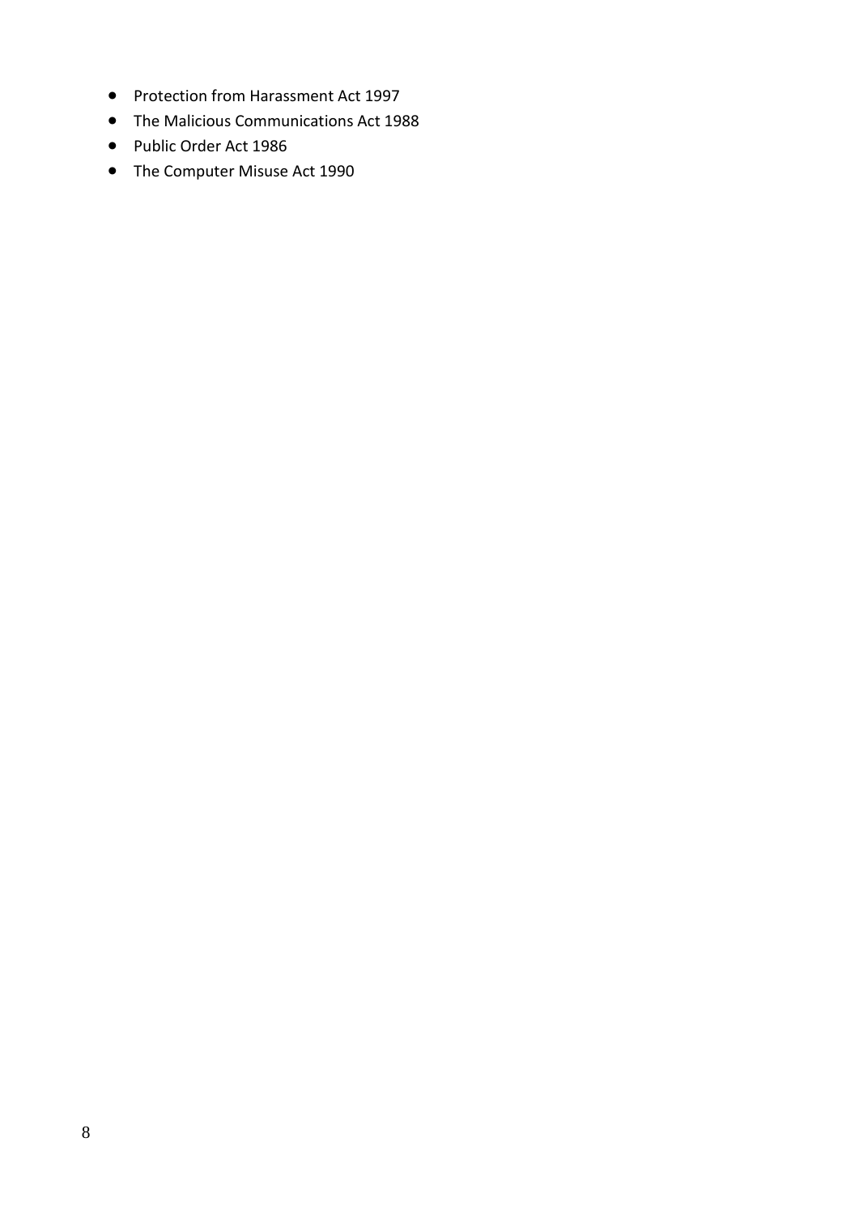- Protection from Harassment Act 1997
- The Malicious Communications Act 1988
- Public Order Act 1986
- The Computer Misuse Act 1990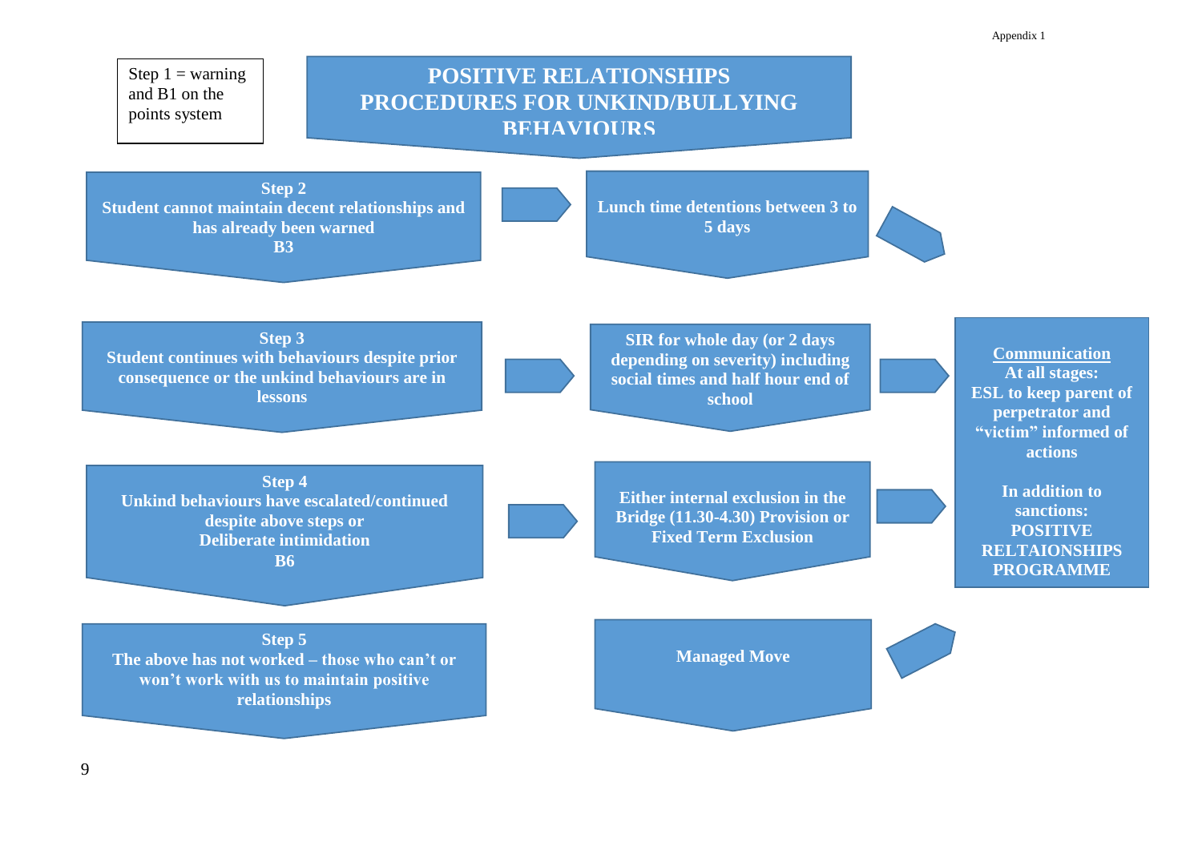Appendix 1

Step 1 = warning and B1 on the points system

# POSITIVE RELATIONSHIPS PROCEDURES FOR UNKIND/BULLYING BEHAVIOURS

**Step 2**
**Student cannot maintain decent relationships and has already been warned**
**B3**

→ **Lunch time detentions between 3 to 5 days**

**Step 3**
**Student continues with behaviours despite prior consequence or the unkind behaviours are in lessons**

→ **SIR for whole day (or 2 days depending on severity) including social times and half hour end of school**

**Step 4**
**Unkind behaviours have escalated/continued despite above steps or Deliberate intimidation**
**B6**

→ **Either internal exclusion in the Bridge (11.30-4.30) Provision or Fixed Term Exclusion**

**Step 5**
**The above has not worked – those who can't or won't work with us to maintain positive relationships**

→ **Managed Move**

**<u>Communication</u>**
**At all stages:**
**ESL to keep parent of perpetrator and "victim" informed of actions**

**In addition to sanctions:**
**POSITIVE RELTAIONSHIPS PROGRAMME**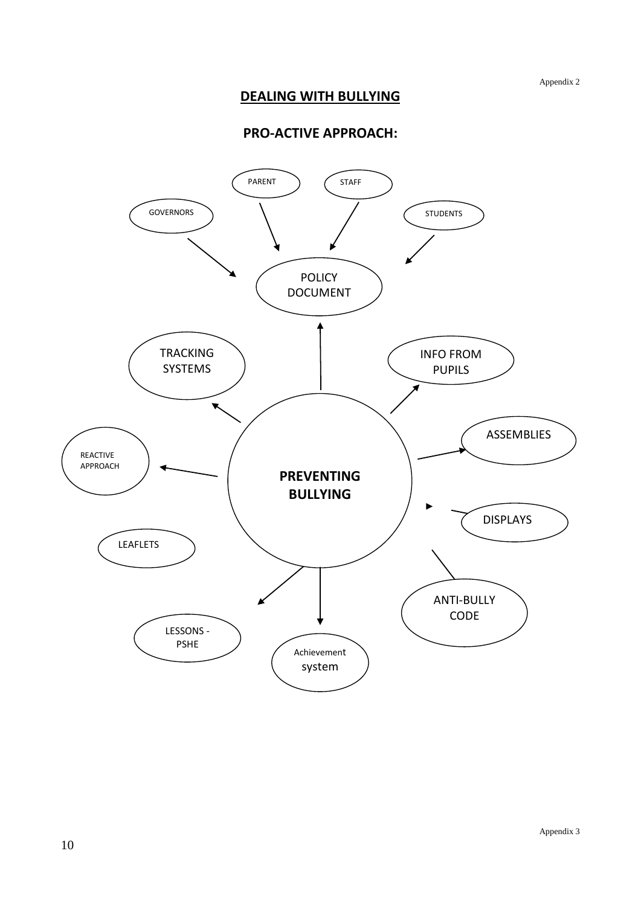Appendix 2

## DEALING WITH BULLYING

### PRO-ACTIVE APPROACH:

GOVERNORS

PARENT

STAFF

STUDENTS

POLICY DOCUMENT

TRACKING SYSTEMS

INFO FROM PUPILS

REACTIVE APPROACH

**PREVENTING BULLYING**

ASSEMBLIES

DISPLAYS

LEAFLETS

ANTI-BULLY CODE

LESSONS - PSHE

Achievement system

Appendix 3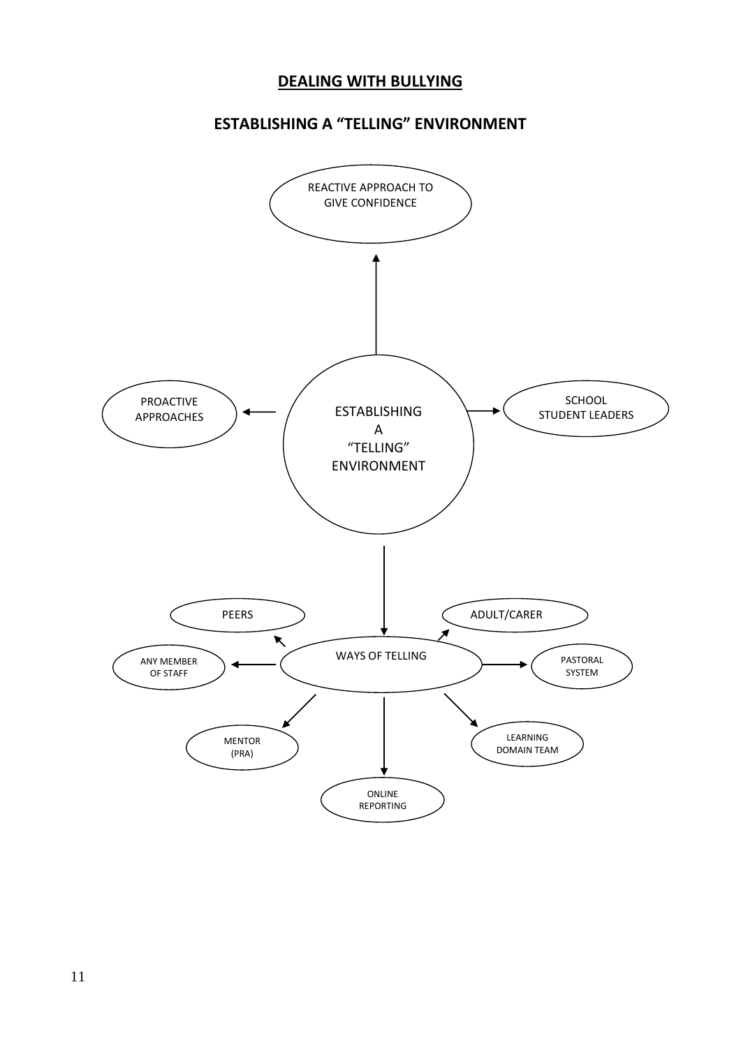# DEALING WITH BULLYING

## ESTABLISHING A "TELLING" ENVIRONMENT

- ESTABLISHING A "TELLING" ENVIRONMENT
  - REACTIVE APPROACH TO GIVE CONFIDENCE
  - PROACTIVE APPROACHES
  - SCHOOL STUDENT LEADERS
  - WAYS OF TELLING
    - PEERS
    - ADULT/CARER
    - ANY MEMBER OF STAFF
    - PASTORAL SYSTEM
    - MENTOR (PRA)
    - LEARNING DOMAIN TEAM
    - ONLINE REPORTING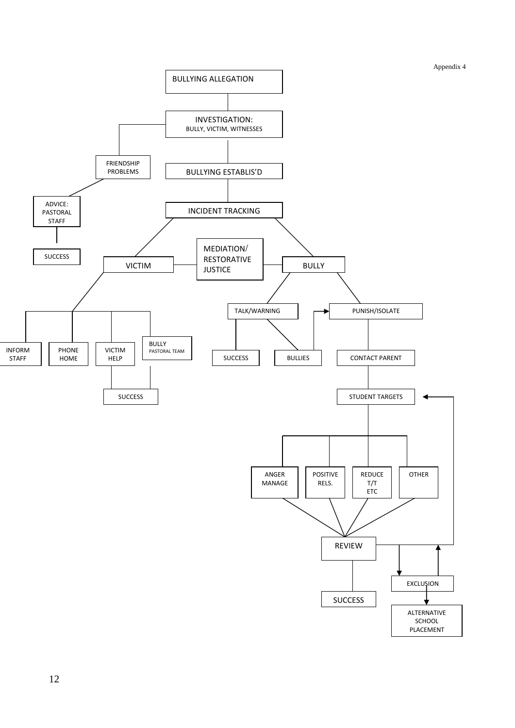Appendix 4

BULLYING ALLEGATION

INVESTIGATION: BULLY, VICTIM, WITNESSES

FRIENDSHIP PROBLEMS

ADVICE: PASTORAL STAFF

SUCCESS

BULLYING ESTABLIS'D

INCIDENT TRACKING

VICTIM

MEDIATION/ RESTORATIVE JUSTICE

BULLY

INFORM STAFF

PHONE HOME

VICTIM HELP

BULLY PASTORAL TEAM

SUCCESS

TALK/WARNING

PUNISH/ISOLATE

SUCCESS

BULLIES

CONTACT PARENT

STUDENT TARGETS

ANGER MANAGE

POSITIVE RELS.

REDUCE T/T ETC

OTHER

REVIEW

SUCCESS

EXCLUSION

ALTERNATIVE SCHOOL PLACEMENT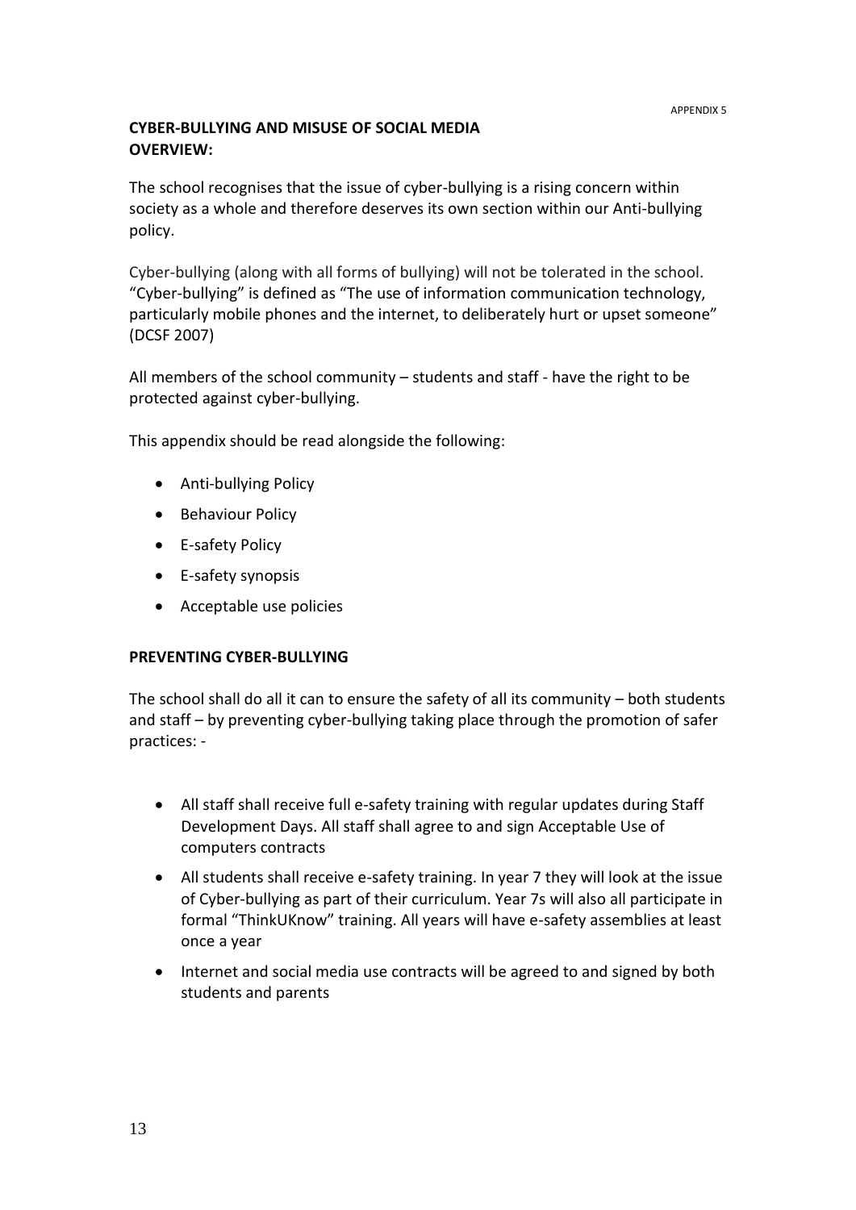APPENDIX 5

**CYBER-BULLYING AND MISUSE OF SOCIAL MEDIA**
**OVERVIEW:**

The school recognises that the issue of cyber-bullying is a rising concern within society as a whole and therefore deserves its own section within our Anti-bullying policy.

Cyber-bullying (along with all forms of bullying) will not be tolerated in the school. "Cyber-bullying" is defined as "The use of information communication technology, particularly mobile phones and the internet, to deliberately hurt or upset someone" (DCSF 2007)

All members of the school community – students and staff - have the right to be protected against cyber-bullying.

This appendix should be read alongside the following:

- Anti-bullying Policy
- Behaviour Policy
- E-safety Policy
- E-safety synopsis
- Acceptable use policies

**PREVENTING CYBER-BULLYING**

The school shall do all it can to ensure the safety of all its community – both students and staff – by preventing cyber-bullying taking place through the promotion of safer practices: -

- All staff shall receive full e-safety training with regular updates during Staff Development Days. All staff shall agree to and sign Acceptable Use of computers contracts
- All students shall receive e-safety training. In year 7 they will look at the issue of Cyber-bullying as part of their curriculum. Year 7s will also all participate in formal "ThinkUKnow" training. All years will have e-safety assemblies at least once a year
- Internet and social media use contracts will be agreed to and signed by both students and parents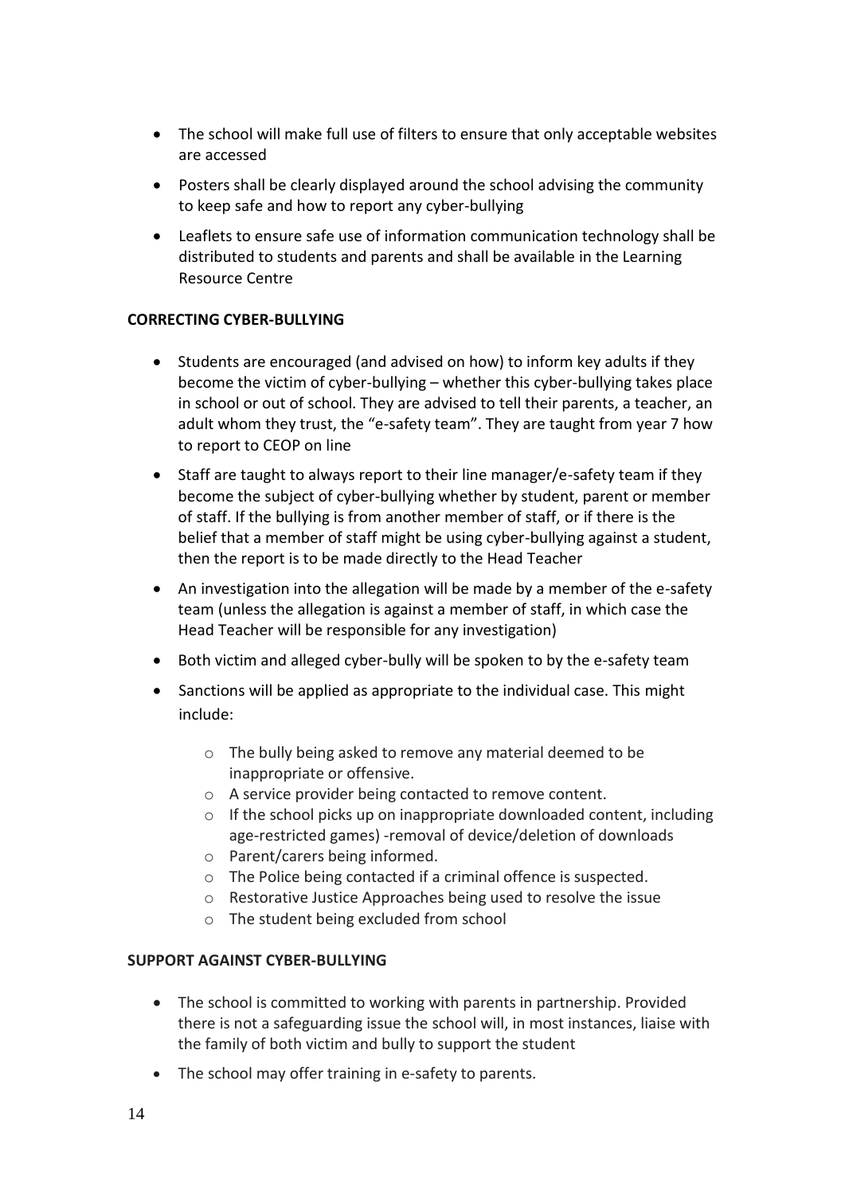- The school will make full use of filters to ensure that only acceptable websites are accessed
- Posters shall be clearly displayed around the school advising the community to keep safe and how to report any cyber-bullying
- Leaflets to ensure safe use of information communication technology shall be distributed to students and parents and shall be available in the Learning Resource Centre

**CORRECTING CYBER-BULLYING**

- Students are encouraged (and advised on how) to inform key adults if they become the victim of cyber-bullying – whether this cyber-bullying takes place in school or out of school. They are advised to tell their parents, a teacher, an adult whom they trust, the "e-safety team". They are taught from year 7 how to report to CEOP on line
- Staff are taught to always report to their line manager/e-safety team if they become the subject of cyber-bullying whether by student, parent or member of staff. If the bullying is from another member of staff, or if there is the belief that a member of staff might be using cyber-bullying against a student, then the report is to be made directly to the Head Teacher
- An investigation into the allegation will be made by a member of the e-safety team (unless the allegation is against a member of staff, in which case the Head Teacher will be responsible for any investigation)
- Both victim and alleged cyber-bully will be spoken to by the e-safety team
- Sanctions will be applied as appropriate to the individual case. This might include:
  - The bully being asked to remove any material deemed to be inappropriate or offensive.
  - A service provider being contacted to remove content.
  - If the school picks up on inappropriate downloaded content, including age-restricted games) -removal of device/deletion of downloads
  - Parent/carers being informed.
  - The Police being contacted if a criminal offence is suspected.
  - Restorative Justice Approaches being used to resolve the issue
  - The student being excluded from school

**SUPPORT AGAINST CYBER-BULLYING**

- The school is committed to working with parents in partnership. Provided there is not a safeguarding issue the school will, in most instances, liaise with the family of both victim and bully to support the student
- The school may offer training in e-safety to parents.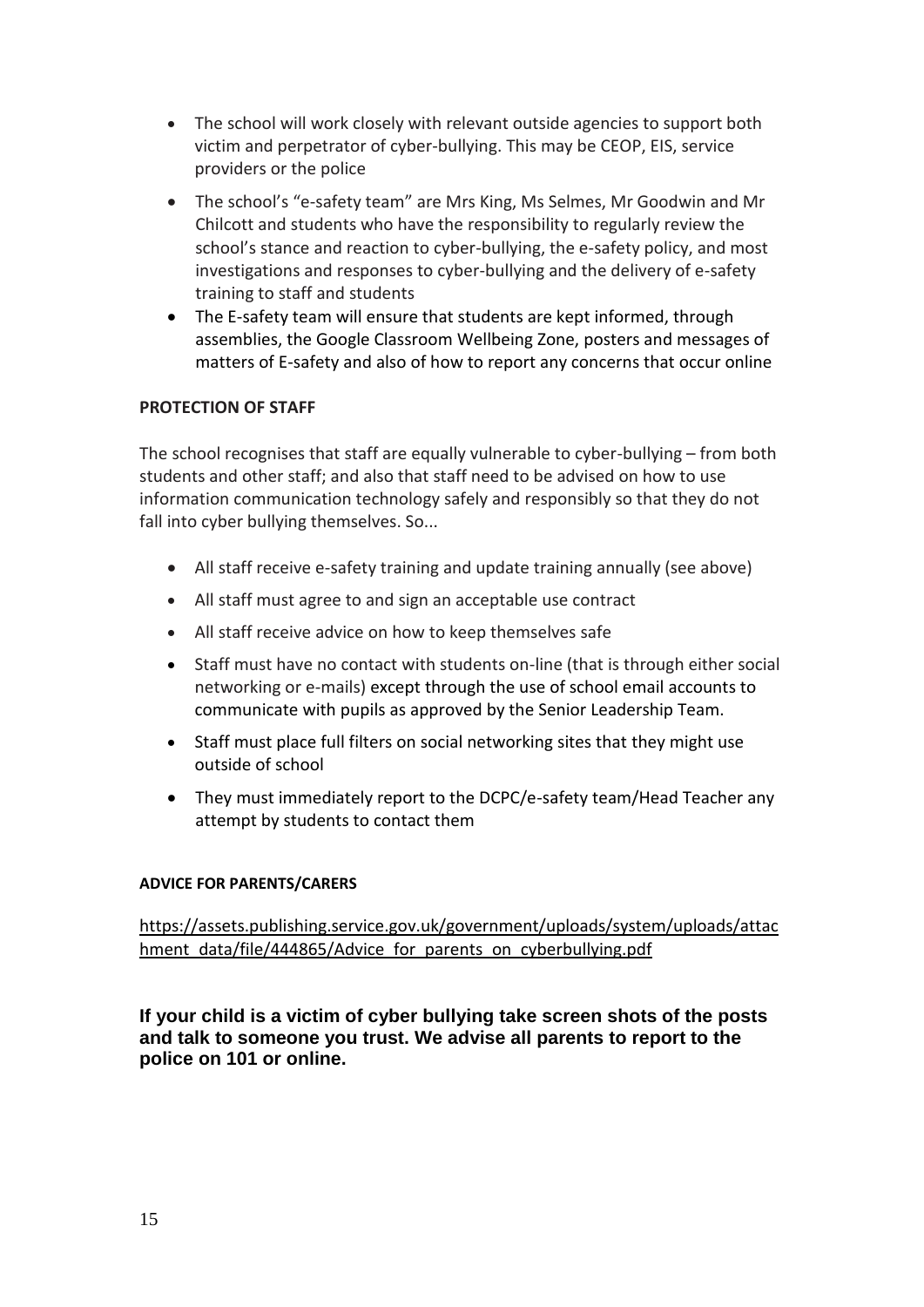- The school will work closely with relevant outside agencies to support both victim and perpetrator of cyber-bullying. This may be CEOP, EIS, service providers or the police
- The school's "e-safety team" are Mrs King, Ms Selmes, Mr Goodwin and Mr Chilcott and students who have the responsibility to regularly review the school's stance and reaction to cyber-bullying, the e-safety policy, and most investigations and responses to cyber-bullying and the delivery of e-safety training to staff and students
- The E-safety team will ensure that students are kept informed, through assemblies, the Google Classroom Wellbeing Zone, posters and messages of matters of E-safety and also of how to report any concerns that occur online

**PROTECTION OF STAFF**

The school recognises that staff are equally vulnerable to cyber-bullying – from both students and other staff; and also that staff need to be advised on how to use information communication technology safely and responsibly so that they do not fall into cyber bullying themselves. So...

- All staff receive e-safety training and update training annually (see above)
- All staff must agree to and sign an acceptable use contract
- All staff receive advice on how to keep themselves safe
- Staff must have no contact with students on-line (that is through either social networking or e-mails) except through the use of school email accounts to communicate with pupils as approved by the Senior Leadership Team.
- Staff must place full filters on social networking sites that they might use outside of school
- They must immediately report to the DCPC/e-safety team/Head Teacher any attempt by students to contact them

**ADVICE FOR PARENTS/CARERS**

https://assets.publishing.service.gov.uk/government/uploads/system/uploads/attachment_data/file/444865/Advice_for_parents_on_cyberbullying.pdf

**If your child is a victim of cyber bullying take screen shots of the posts and talk to someone you trust. We advise all parents to report to the police on 101 or online.**